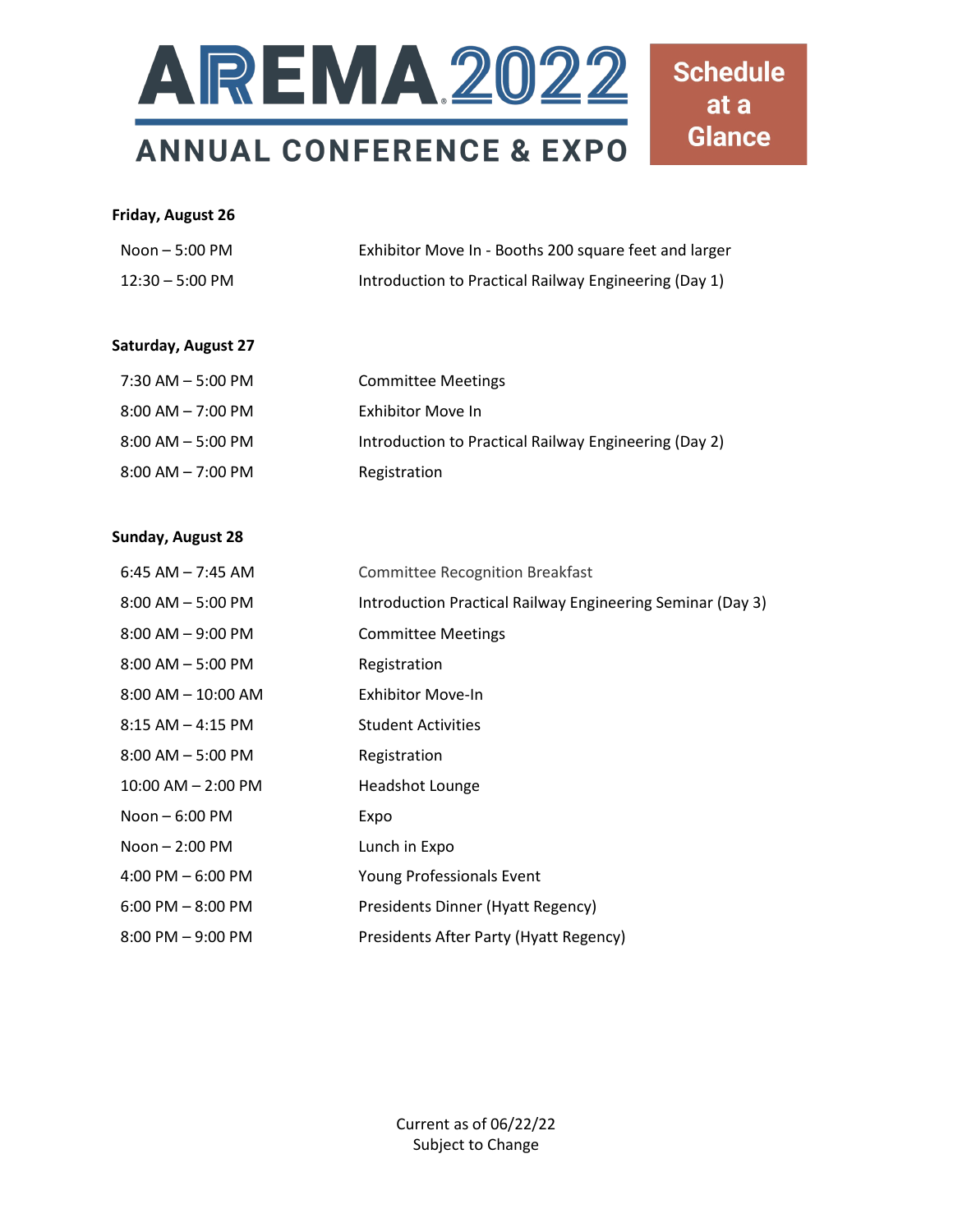# AREMA 2022 ANNUAL CONFERENCE & EXPO

## Schedule at a Glance

**Friday, August 26**

| | |
|---|---|
| Noon – 5:00 PM | Exhibitor Move In - Booths 200 square feet and larger |
| 12:30 – 5:00 PM | Introduction to Practical Railway Engineering (Day 1) |

**Saturday, August 27**

| | |
|---|---|
| 7:30 AM – 5:00 PM | Committee Meetings |
| 8:00 AM – 7:00 PM | Exhibitor Move In |
| 8:00 AM – 5:00 PM | Introduction to Practical Railway Engineering (Day 2) |
| 8:00 AM – 7:00 PM | Registration |

**Sunday, August 28**

| | |
|---|---|
| 6:45 AM – 7:45 AM | Committee Recognition Breakfast |
| 8:00 AM – 5:00 PM | Introduction Practical Railway Engineering Seminar (Day 3) |
| 8:00 AM – 9:00 PM | Committee Meetings |
| 8:00 AM – 5:00 PM | Registration |
| 8:00 AM – 10:00 AM | Exhibitor Move-In |
| 8:15 AM – 4:15 PM | Student Activities |
| 8:00 AM – 5:00 PM | Registration |
| 10:00 AM – 2:00 PM | Headshot Lounge |
| Noon – 6:00 PM | Expo |
| Noon – 2:00 PM | Lunch in Expo |
| 4:00 PM – 6:00 PM | Young Professionals Event |
| 6:00 PM – 8:00 PM | Presidents Dinner (Hyatt Regency) |
| 8:00 PM – 9:00 PM | Presidents After Party (Hyatt Regency) |

Current as of 06/22/22
Subject to Change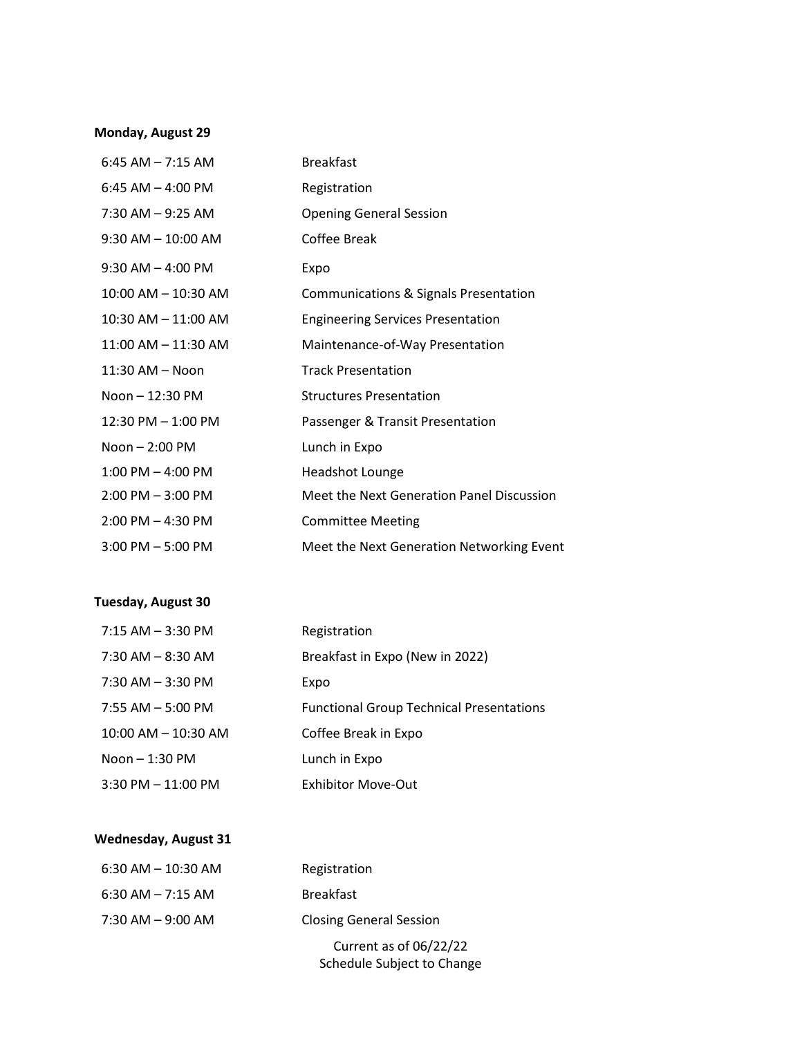**Monday, August 29**

| | |
|---|---|
| 6:45 AM – 7:15 AM | Breakfast |
| 6:45 AM – 4:00 PM | Registration |
| 7:30 AM – 9:25 AM | Opening General Session |
| 9:30 AM – 10:00 AM | Coffee Break |
| 9:30 AM – 4:00 PM | Expo |
| 10:00 AM – 10:30 AM | Communications & Signals Presentation |
| 10:30 AM – 11:00 AM | Engineering Services Presentation |
| 11:00 AM – 11:30 AM | Maintenance-of-Way Presentation |
| 11:30 AM – Noon | Track Presentation |
| Noon – 12:30 PM | Structures Presentation |
| 12:30 PM – 1:00 PM | Passenger & Transit Presentation |
| Noon – 2:00 PM | Lunch in Expo |
| 1:00 PM – 4:00 PM | Headshot Lounge |
| 2:00 PM – 3:00 PM | Meet the Next Generation Panel Discussion |
| 2:00 PM – 4:30 PM | Committee Meeting |
| 3:00 PM – 5:00 PM | Meet the Next Generation Networking Event |

**Tuesday, August 30**

| | |
|---|---|
| 7:15 AM – 3:30 PM | Registration |
| 7:30 AM – 8:30 AM | Breakfast in Expo (New in 2022) |
| 7:30 AM – 3:30 PM | Expo |
| 7:55 AM – 5:00 PM | Functional Group Technical Presentations |
| 10:00 AM – 10:30 AM | Coffee Break in Expo |
| Noon – 1:30 PM | Lunch in Expo |
| 3:30 PM – 11:00 PM | Exhibitor Move-Out |

**Wednesday, August 31**

| | |
|---|---|
| 6:30 AM – 10:30 AM | Registration |
| 6:30 AM – 7:15 AM | Breakfast |
| 7:30 AM – 9:00 AM | Closing General Session |

Current as of 06/22/22
Schedule Subject to Change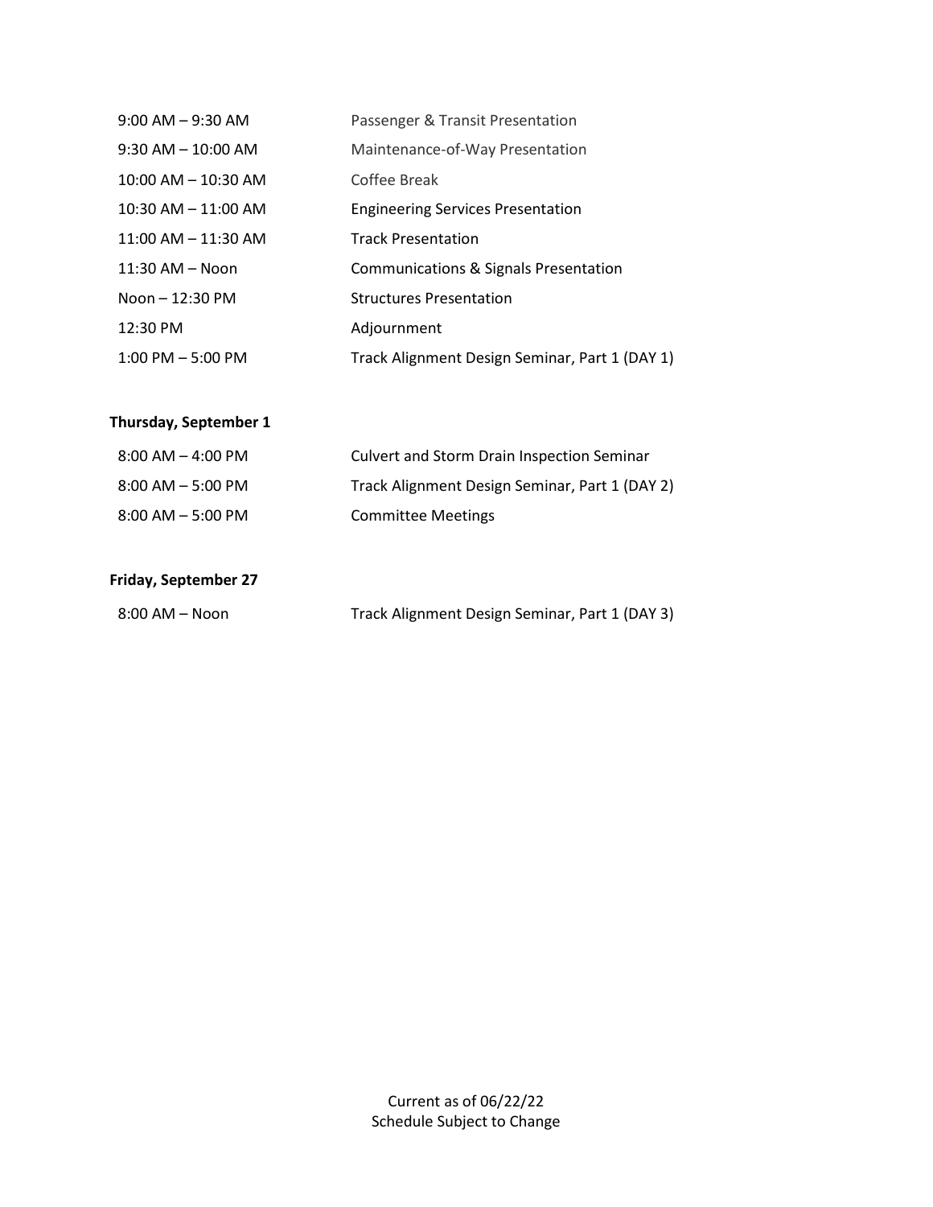| | |
|---|---|
| 9:00 AM – 9:30 AM | Passenger & Transit Presentation |
| 9:30 AM – 10:00 AM | Maintenance-of-Way Presentation |
| 10:00 AM – 10:30 AM | Coffee Break |
| 10:30 AM – 11:00 AM | Engineering Services Presentation |
| 11:00 AM – 11:30 AM | Track Presentation |
| 11:30 AM – Noon | Communications & Signals Presentation |
| Noon – 12:30 PM | Structures Presentation |
| 12:30 PM | Adjournment |
| 1:00 PM – 5:00 PM | Track Alignment Design Seminar, Part 1 (DAY 1) |

**Thursday, September 1**

| | |
|---|---|
| 8:00 AM – 4:00 PM | Culvert and Storm Drain Inspection Seminar |
| 8:00 AM – 5:00 PM | Track Alignment Design Seminar, Part 1 (DAY 2) |
| 8:00 AM – 5:00 PM | Committee Meetings |

**Friday, September 27**

| | |
|---|---|
| 8:00 AM – Noon | Track Alignment Design Seminar, Part 1 (DAY 3) |

Current as of 06/22/22
Schedule Subject to Change